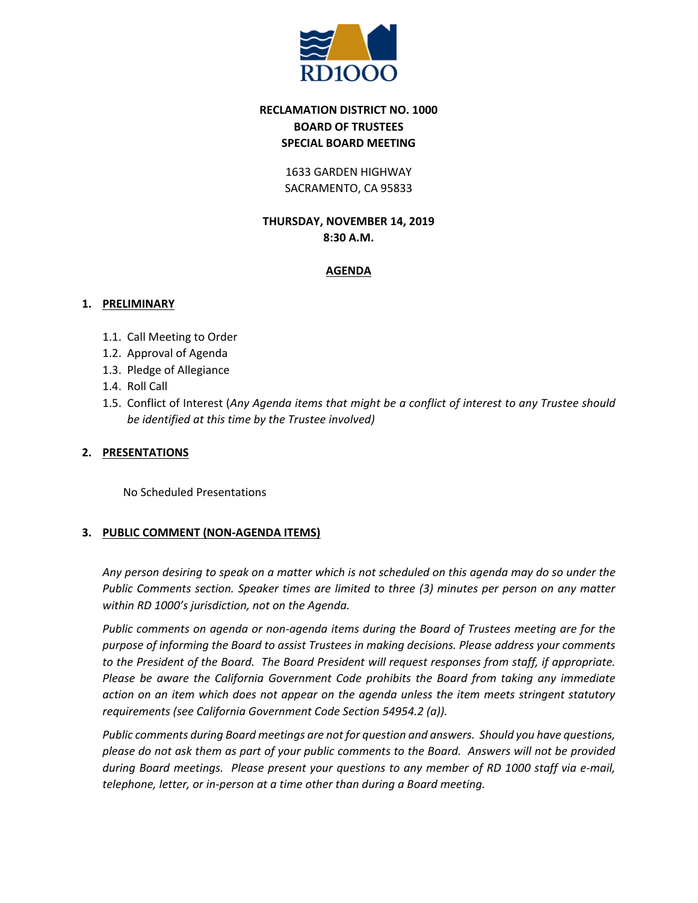RD1000

**RECLAMATION DISTRICT NO. 1000**
**BOARD OF TRUSTEES**
**SPECIAL BOARD MEETING**

1633 GARDEN HIGHWAY
SACRAMENTO, CA 95833

**THURSDAY, NOVEMBER 14, 2019**
**8:30 A.M.**

## AGENDA

## 1. PRELIMINARY

- 1.1. Call Meeting to Order
- 1.2. Approval of Agenda
- 1.3. Pledge of Allegiance
- 1.4. Roll Call
- 1.5. Conflict of Interest (*Any Agenda items that might be a conflict of interest to any Trustee should be identified at this time by the Trustee involved)*

## 2. PRESENTATIONS

No Scheduled Presentations

## 3. PUBLIC COMMENT (NON-AGENDA ITEMS)

*Any person desiring to speak on a matter which is not scheduled on this agenda may do so under the Public Comments section. Speaker times are limited to three (3) minutes per person on any matter within RD 1000's jurisdiction, not on the Agenda.*

*Public comments on agenda or non-agenda items during the Board of Trustees meeting are for the purpose of informing the Board to assist Trustees in making decisions. Please address your comments to the President of the Board. The Board President will request responses from staff, if appropriate. Please be aware the California Government Code prohibits the Board from taking any immediate action on an item which does not appear on the agenda unless the item meets stringent statutory requirements (see California Government Code Section 54954.2 (a)).*

*Public comments during Board meetings are not for question and answers. Should you have questions, please do not ask them as part of your public comments to the Board. Answers will not be provided during Board meetings. Please present your questions to any member of RD 1000 staff via e-mail, telephone, letter, or in-person at a time other than during a Board meeting.*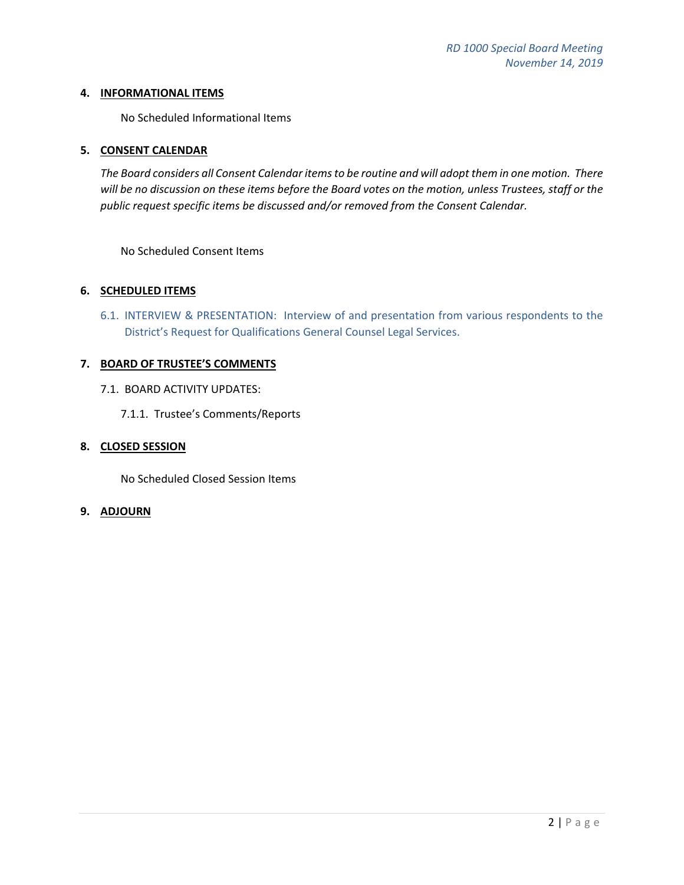## 4. INFORMATIONAL ITEMS

No Scheduled Informational Items

## 5. CONSENT CALENDAR

*The Board considers all Consent Calendar items to be routine and will adopt them in one motion. There will be no discussion on these items before the Board votes on the motion, unless Trustees, staff or the public request specific items be discussed and/or removed from the Consent Calendar.*

No Scheduled Consent Items

## 6. SCHEDULED ITEMS

6.1. INTERVIEW & PRESENTATION: Interview of and presentation from various respondents to the District's Request for Qualifications General Counsel Legal Services.

## 7. BOARD OF TRUSTEE'S COMMENTS

7.1. BOARD ACTIVITY UPDATES:

7.1.1. Trustee's Comments/Reports

## 8. CLOSED SESSION

No Scheduled Closed Session Items

## 9. ADJOURN